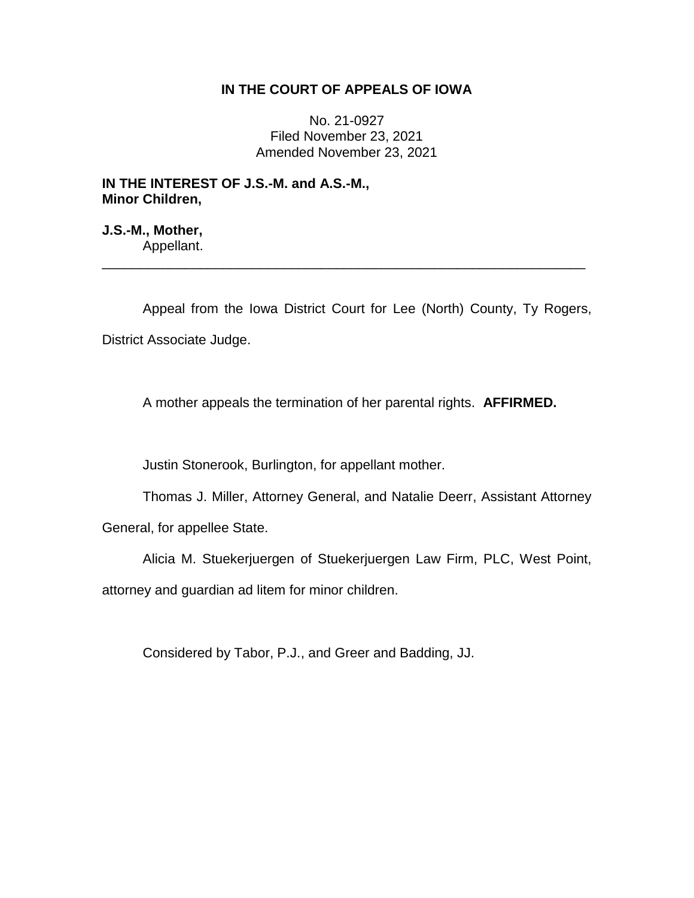# IN THE COURT OF APPEALS OF IOWA

No. 21-0927
Filed November 23, 2021
Amended November 23, 2021

**IN THE INTEREST OF J.S.-M. and A.S.-M., Minor Children,**

**J.S.-M., Mother,**
Appellant.

---

Appeal from the Iowa District Court for Lee (North) County, Ty Rogers, District Associate Judge.

A mother appeals the termination of her parental rights. **AFFIRMED.**

Justin Stonerook, Burlington, for appellant mother.

Thomas J. Miller, Attorney General, and Natalie Deerr, Assistant Attorney General, for appellee State.

Alicia M. Stuekerjuergen of Stuekerjuergen Law Firm, PLC, West Point, attorney and guardian ad litem for minor children.

Considered by Tabor, P.J., and Greer and Badding, JJ.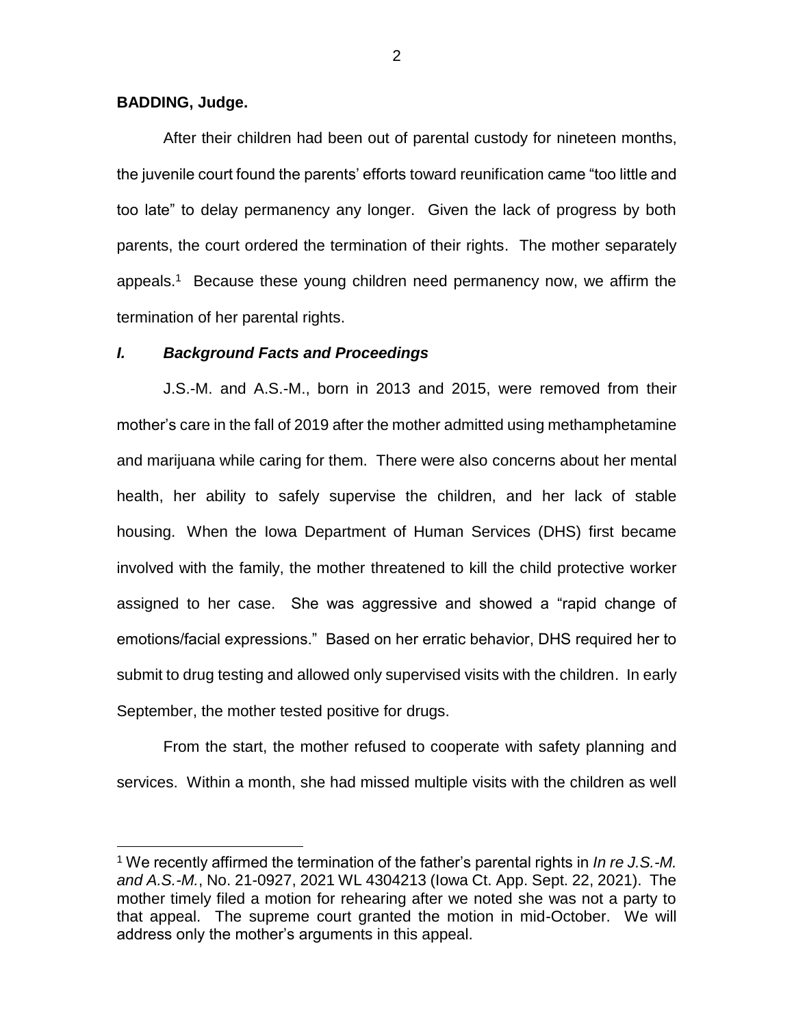**BADDING, Judge.**

After their children had been out of parental custody for nineteen months, the juvenile court found the parents' efforts toward reunification came "too little and too late" to delay permanency any longer. Given the lack of progress by both parents, the court ordered the termination of their rights. The mother separately appeals.[1] Because these young children need permanency now, we affirm the termination of her parental rights.

## *I. Background Facts and Proceedings*

J.S.-M. and A.S.-M., born in 2013 and 2015, were removed from their mother's care in the fall of 2019 after the mother admitted using methamphetamine and marijuana while caring for them. There were also concerns about her mental health, her ability to safely supervise the children, and her lack of stable housing. When the Iowa Department of Human Services (DHS) first became involved with the family, the mother threatened to kill the child protective worker assigned to her case. She was aggressive and showed a "rapid change of emotions/facial expressions." Based on her erratic behavior, DHS required her to submit to drug testing and allowed only supervised visits with the children. In early September, the mother tested positive for drugs.

From the start, the mother refused to cooperate with safety planning and services. Within a month, she had missed multiple visits with the children as well

---

[1] We recently affirmed the termination of the father's parental rights in *In re J.S.-M. and A.S.-M.*, No. 21-0927, 2021 WL 4304213 (Iowa Ct. App. Sept. 22, 2021). The mother timely filed a motion for rehearing after we noted she was not a party to that appeal. The supreme court granted the motion in mid-October. We will address only the mother's arguments in this appeal.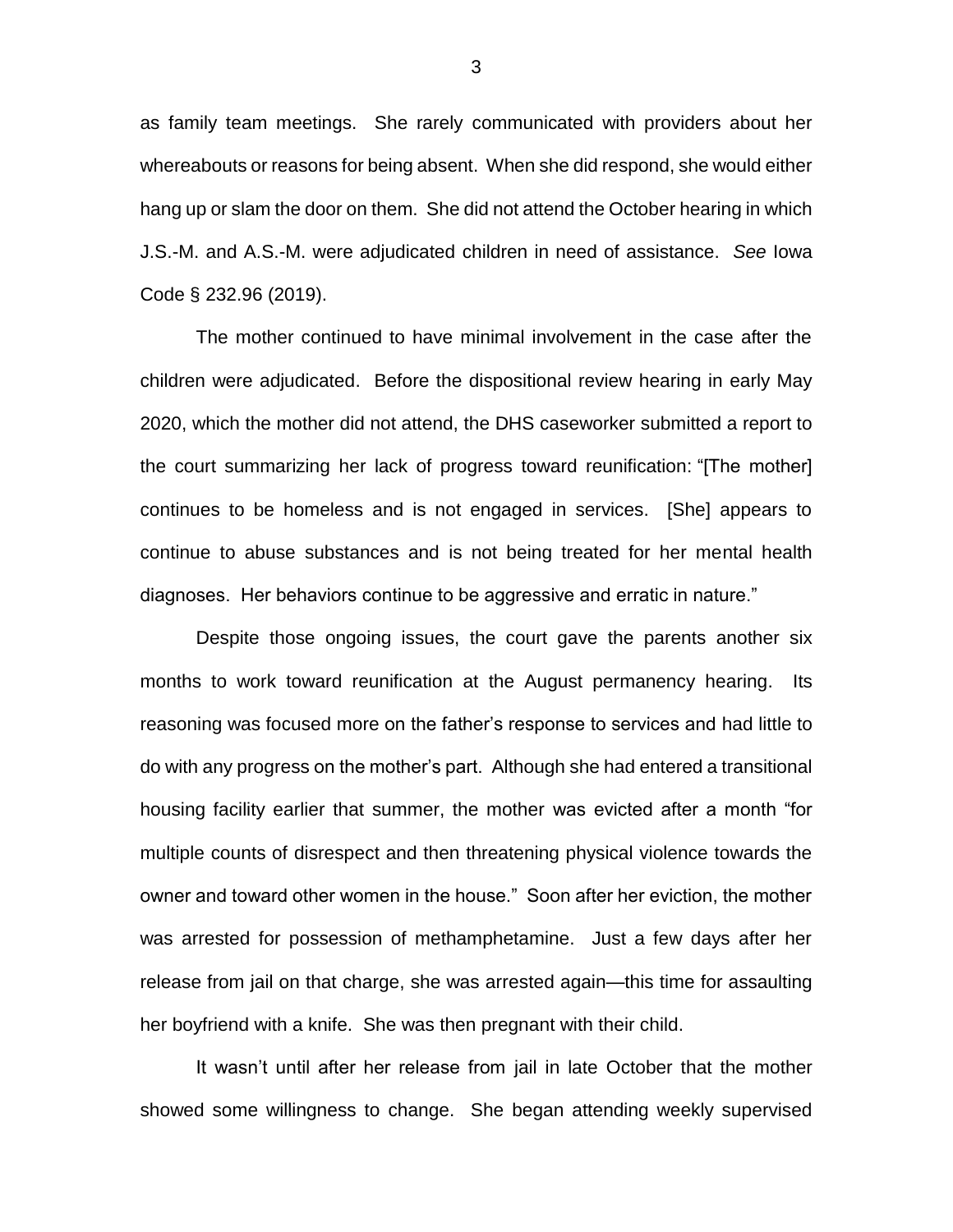as family team meetings. She rarely communicated with providers about her whereabouts or reasons for being absent. When she did respond, she would either hang up or slam the door on them. She did not attend the October hearing in which J.S.-M. and A.S.-M. were adjudicated children in need of assistance. *See* Iowa Code § 232.96 (2019).

The mother continued to have minimal involvement in the case after the children were adjudicated. Before the dispositional review hearing in early May 2020, which the mother did not attend, the DHS caseworker submitted a report to the court summarizing her lack of progress toward reunification: "[The mother] continues to be homeless and is not engaged in services. [She] appears to continue to abuse substances and is not being treated for her mental health diagnoses. Her behaviors continue to be aggressive and erratic in nature."

Despite those ongoing issues, the court gave the parents another six months to work toward reunification at the August permanency hearing. Its reasoning was focused more on the father's response to services and had little to do with any progress on the mother's part. Although she had entered a transitional housing facility earlier that summer, the mother was evicted after a month "for multiple counts of disrespect and then threatening physical violence towards the owner and toward other women in the house." Soon after her eviction, the mother was arrested for possession of methamphetamine. Just a few days after her release from jail on that charge, she was arrested again—this time for assaulting her boyfriend with a knife. She was then pregnant with their child.

It wasn't until after her release from jail in late October that the mother showed some willingness to change. She began attending weekly supervised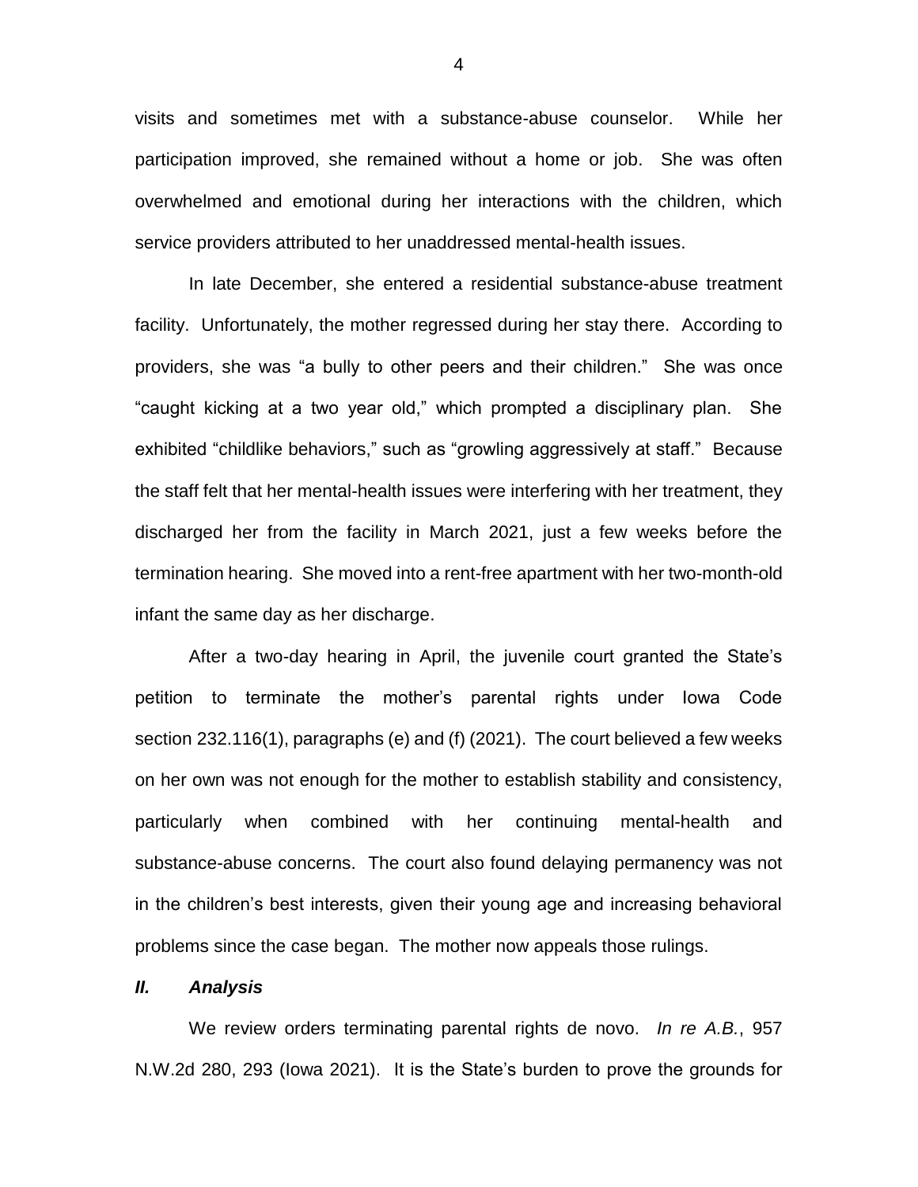visits and sometimes met with a substance-abuse counselor. While her participation improved, she remained without a home or job. She was often overwhelmed and emotional during her interactions with the children, which service providers attributed to her unaddressed mental-health issues.

In late December, she entered a residential substance-abuse treatment facility. Unfortunately, the mother regressed during her stay there. According to providers, she was "a bully to other peers and their children." She was once "caught kicking at a two year old," which prompted a disciplinary plan. She exhibited "childlike behaviors," such as "growling aggressively at staff." Because the staff felt that her mental-health issues were interfering with her treatment, they discharged her from the facility in March 2021, just a few weeks before the termination hearing. She moved into a rent-free apartment with her two-month-old infant the same day as her discharge.

After a two-day hearing in April, the juvenile court granted the State's petition to terminate the mother's parental rights under Iowa Code section 232.116(1), paragraphs (e) and (f) (2021). The court believed a few weeks on her own was not enough for the mother to establish stability and consistency, particularly when combined with her continuing mental-health and substance-abuse concerns. The court also found delaying permanency was not in the children's best interests, given their young age and increasing behavioral problems since the case began. The mother now appeals those rulings.

## ***II. Analysis***

We review orders terminating parental rights de novo. *In re A.B.*, 957 N.W.2d 280, 293 (Iowa 2021). It is the State's burden to prove the grounds for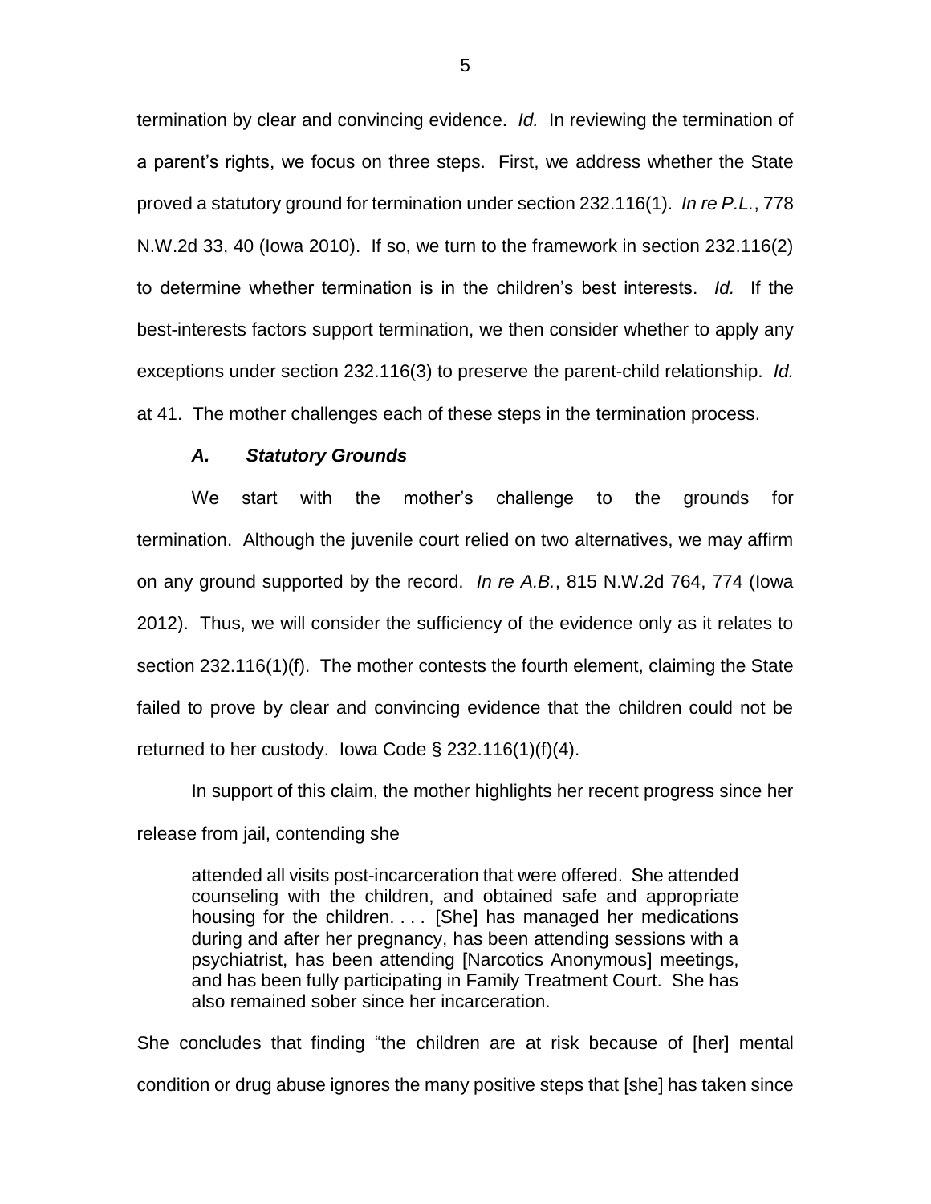termination by clear and convincing evidence. *Id.* In reviewing the termination of a parent's rights, we focus on three steps. First, we address whether the State proved a statutory ground for termination under section 232.116(1). *In re P.L.*, 778 N.W.2d 33, 40 (Iowa 2010). If so, we turn to the framework in section 232.116(2) to determine whether termination is in the children's best interests. *Id.* If the best-interests factors support termination, we then consider whether to apply any exceptions under section 232.116(3) to preserve the parent-child relationship. *Id.* at 41. The mother challenges each of these steps in the termination process.

### ***A. Statutory Grounds***

We start with the mother's challenge to the grounds for termination. Although the juvenile court relied on two alternatives, we may affirm on any ground supported by the record. *In re A.B.*, 815 N.W.2d 764, 774 (Iowa 2012). Thus, we will consider the sufficiency of the evidence only as it relates to section 232.116(1)(f). The mother contests the fourth element, claiming the State failed to prove by clear and convincing evidence that the children could not be returned to her custody. Iowa Code § 232.116(1)(f)(4).

In support of this claim, the mother highlights her recent progress since her release from jail, contending she

> attended all visits post-incarceration that were offered. She attended counseling with the children, and obtained safe and appropriate housing for the children. . . . [She] has managed her medications during and after her pregnancy, has been attending sessions with a psychiatrist, has been attending [Narcotics Anonymous] meetings, and has been fully participating in Family Treatment Court. She has also remained sober since her incarceration.

She concludes that finding "the children are at risk because of [her] mental condition or drug abuse ignores the many positive steps that [she] has taken since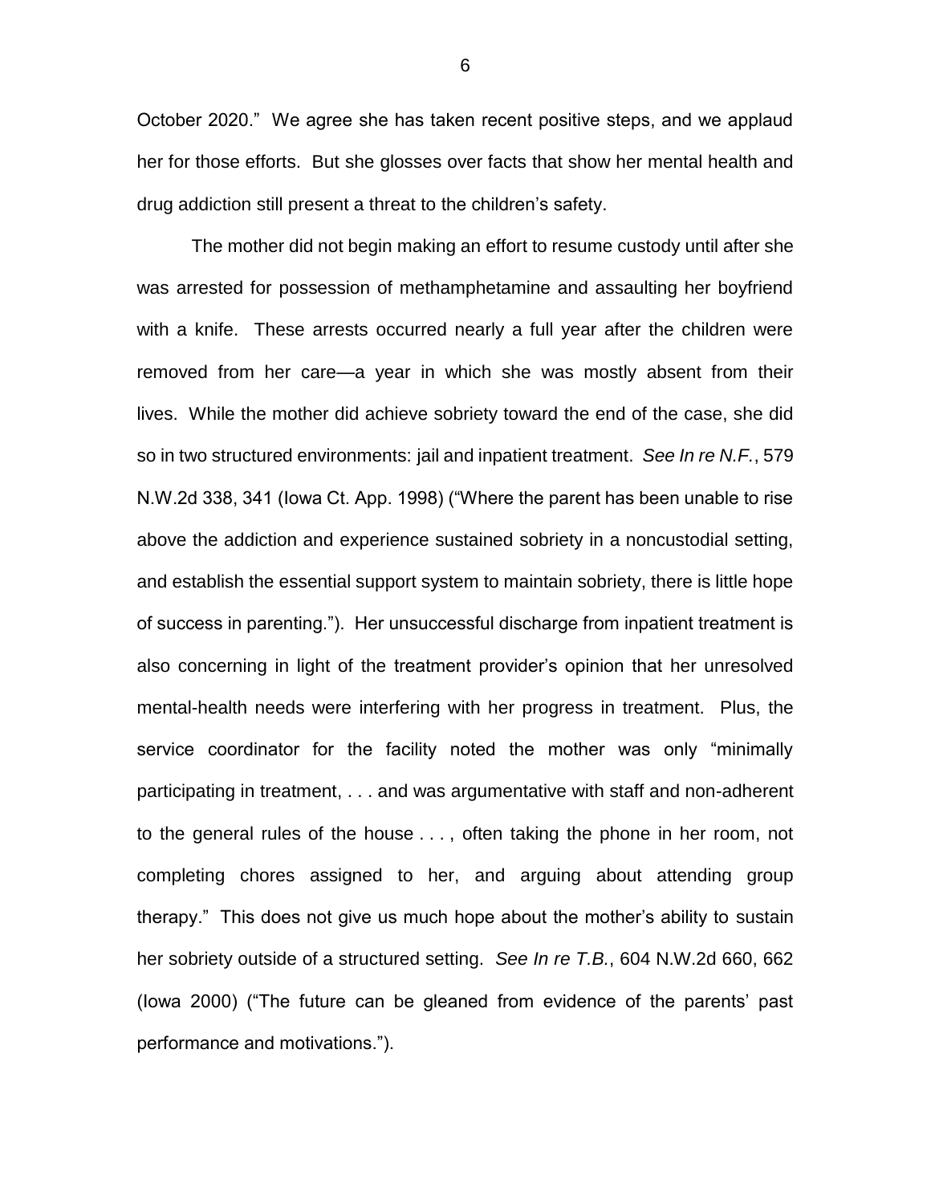October 2020." We agree she has taken recent positive steps, and we applaud her for those efforts. But she glosses over facts that show her mental health and drug addiction still present a threat to the children's safety.

The mother did not begin making an effort to resume custody until after she was arrested for possession of methamphetamine and assaulting her boyfriend with a knife. These arrests occurred nearly a full year after the children were removed from her care—a year in which she was mostly absent from their lives. While the mother did achieve sobriety toward the end of the case, she did so in two structured environments: jail and inpatient treatment. *See In re N.F.*, 579 N.W.2d 338, 341 (Iowa Ct. App. 1998) ("Where the parent has been unable to rise above the addiction and experience sustained sobriety in a noncustodial setting, and establish the essential support system to maintain sobriety, there is little hope of success in parenting."). Her unsuccessful discharge from inpatient treatment is also concerning in light of the treatment provider's opinion that her unresolved mental-health needs were interfering with her progress in treatment. Plus, the service coordinator for the facility noted the mother was only "minimally participating in treatment, . . . and was argumentative with staff and non-adherent to the general rules of the house . . . , often taking the phone in her room, not completing chores assigned to her, and arguing about attending group therapy." This does not give us much hope about the mother's ability to sustain her sobriety outside of a structured setting. *See In re T.B.*, 604 N.W.2d 660, 662 (Iowa 2000) ("The future can be gleaned from evidence of the parents' past performance and motivations.").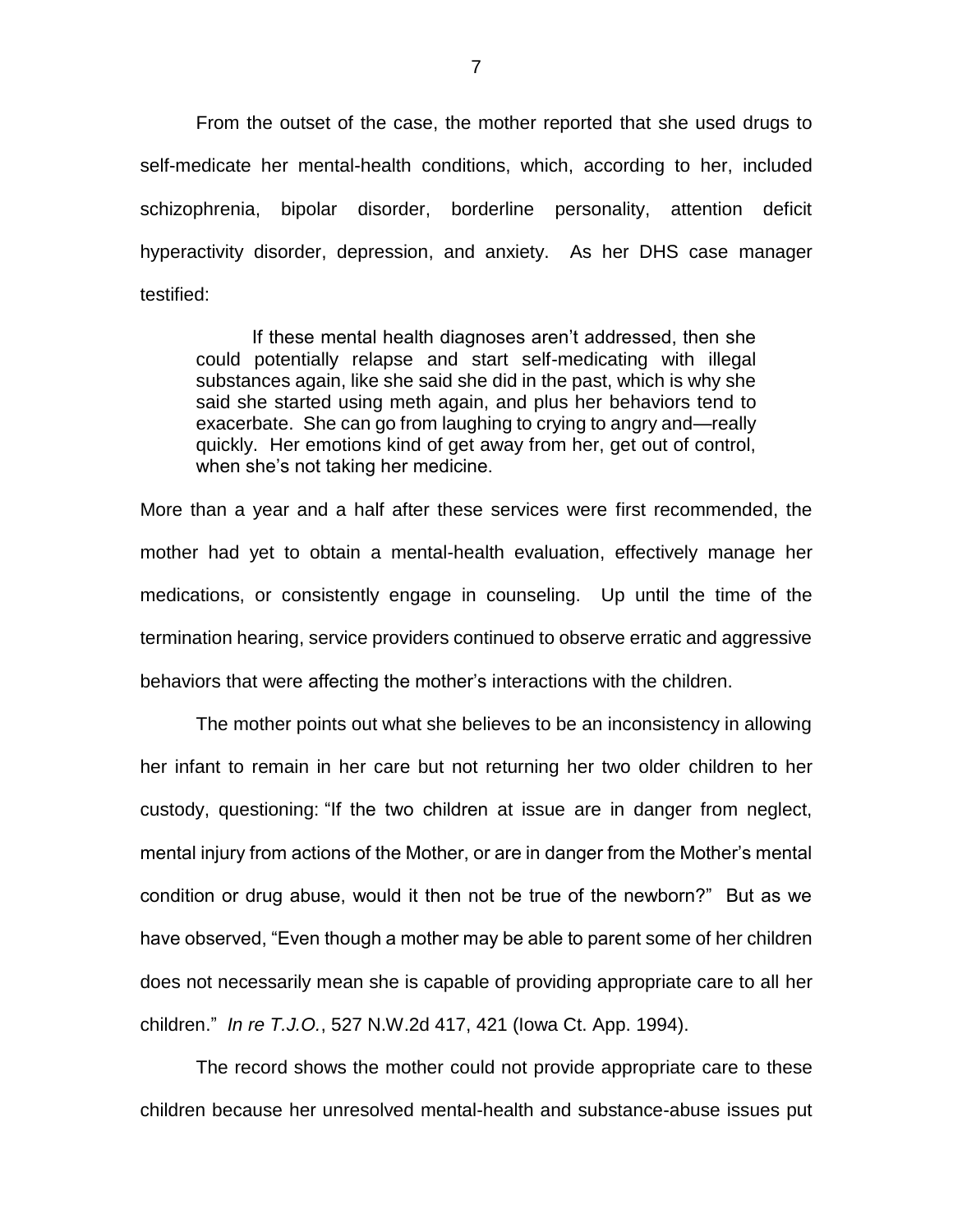From the outset of the case, the mother reported that she used drugs to self-medicate her mental-health conditions, which, according to her, included schizophrenia, bipolar disorder, borderline personality, attention deficit hyperactivity disorder, depression, and anxiety. As her DHS case manager testified:

> If these mental health diagnoses aren't addressed, then she could potentially relapse and start self-medicating with illegal substances again, like she said she did in the past, which is why she said she started using meth again, and plus her behaviors tend to exacerbate. She can go from laughing to crying to angry and—really quickly. Her emotions kind of get away from her, get out of control, when she's not taking her medicine.

More than a year and a half after these services were first recommended, the mother had yet to obtain a mental-health evaluation, effectively manage her medications, or consistently engage in counseling. Up until the time of the termination hearing, service providers continued to observe erratic and aggressive behaviors that were affecting the mother's interactions with the children.

The mother points out what she believes to be an inconsistency in allowing her infant to remain in her care but not returning her two older children to her custody, questioning: "If the two children at issue are in danger from neglect, mental injury from actions of the Mother, or are in danger from the Mother's mental condition or drug abuse, would it then not be true of the newborn?" But as we have observed, "Even though a mother may be able to parent some of her children does not necessarily mean she is capable of providing appropriate care to all her children." *In re T.J.O.*, 527 N.W.2d 417, 421 (Iowa Ct. App. 1994).

The record shows the mother could not provide appropriate care to these children because her unresolved mental-health and substance-abuse issues put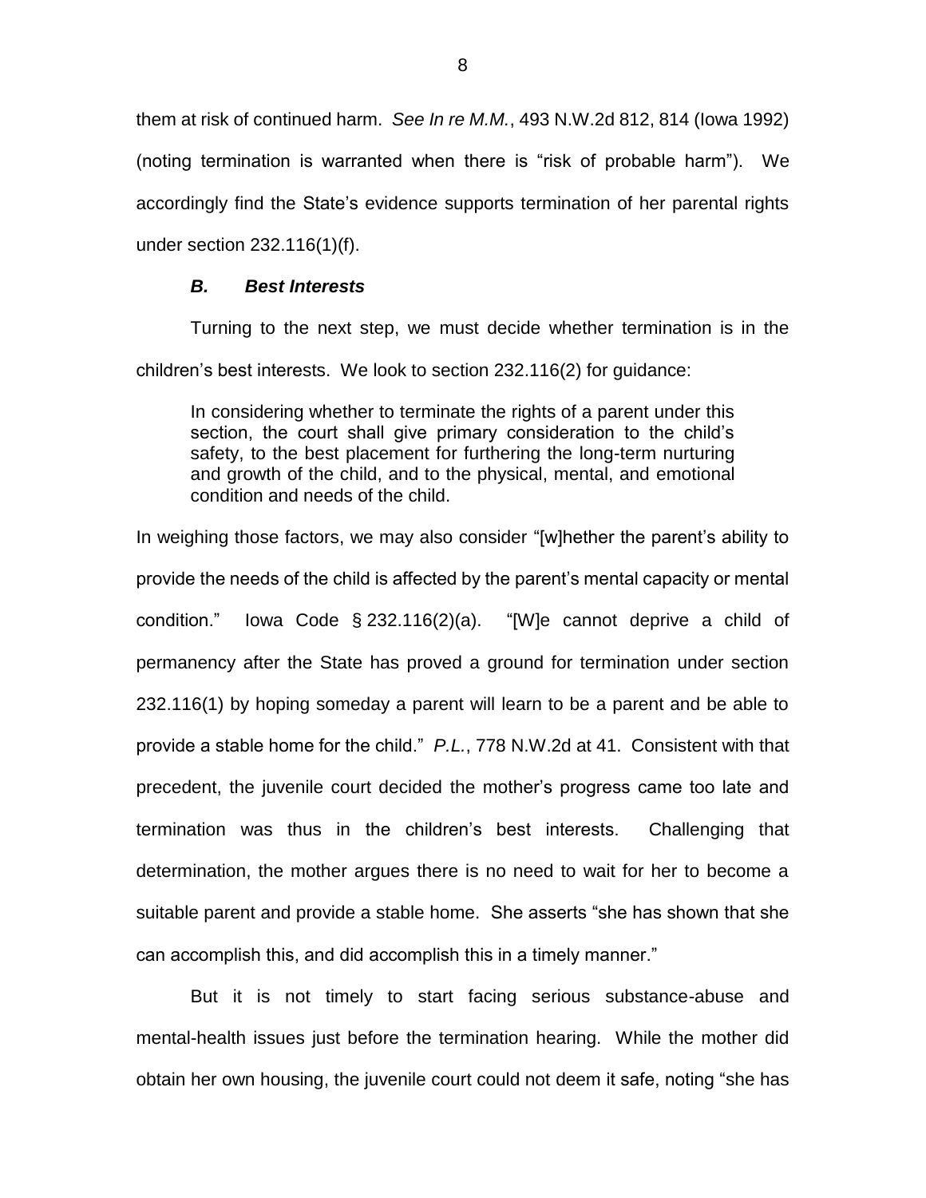them at risk of continued harm. *See In re M.M.*, 493 N.W.2d 812, 814 (Iowa 1992) (noting termination is warranted when there is "risk of probable harm"). We accordingly find the State's evidence supports termination of her parental rights under section 232.116(1)(f).

### *B. Best Interests*

Turning to the next step, we must decide whether termination is in the children's best interests. We look to section 232.116(2) for guidance:

> In considering whether to terminate the rights of a parent under this section, the court shall give primary consideration to the child's safety, to the best placement for furthering the long-term nurturing and growth of the child, and to the physical, mental, and emotional condition and needs of the child.

In weighing those factors, we may also consider "[w]hether the parent's ability to provide the needs of the child is affected by the parent's mental capacity or mental condition." Iowa Code § 232.116(2)(a). "[W]e cannot deprive a child of permanency after the State has proved a ground for termination under section 232.116(1) by hoping someday a parent will learn to be a parent and be able to provide a stable home for the child." *P.L.*, 778 N.W.2d at 41. Consistent with that precedent, the juvenile court decided the mother's progress came too late and termination was thus in the children's best interests. Challenging that determination, the mother argues there is no need to wait for her to become a suitable parent and provide a stable home. She asserts "she has shown that she can accomplish this, and did accomplish this in a timely manner."

But it is not timely to start facing serious substance-abuse and mental-health issues just before the termination hearing. While the mother did obtain her own housing, the juvenile court could not deem it safe, noting "she has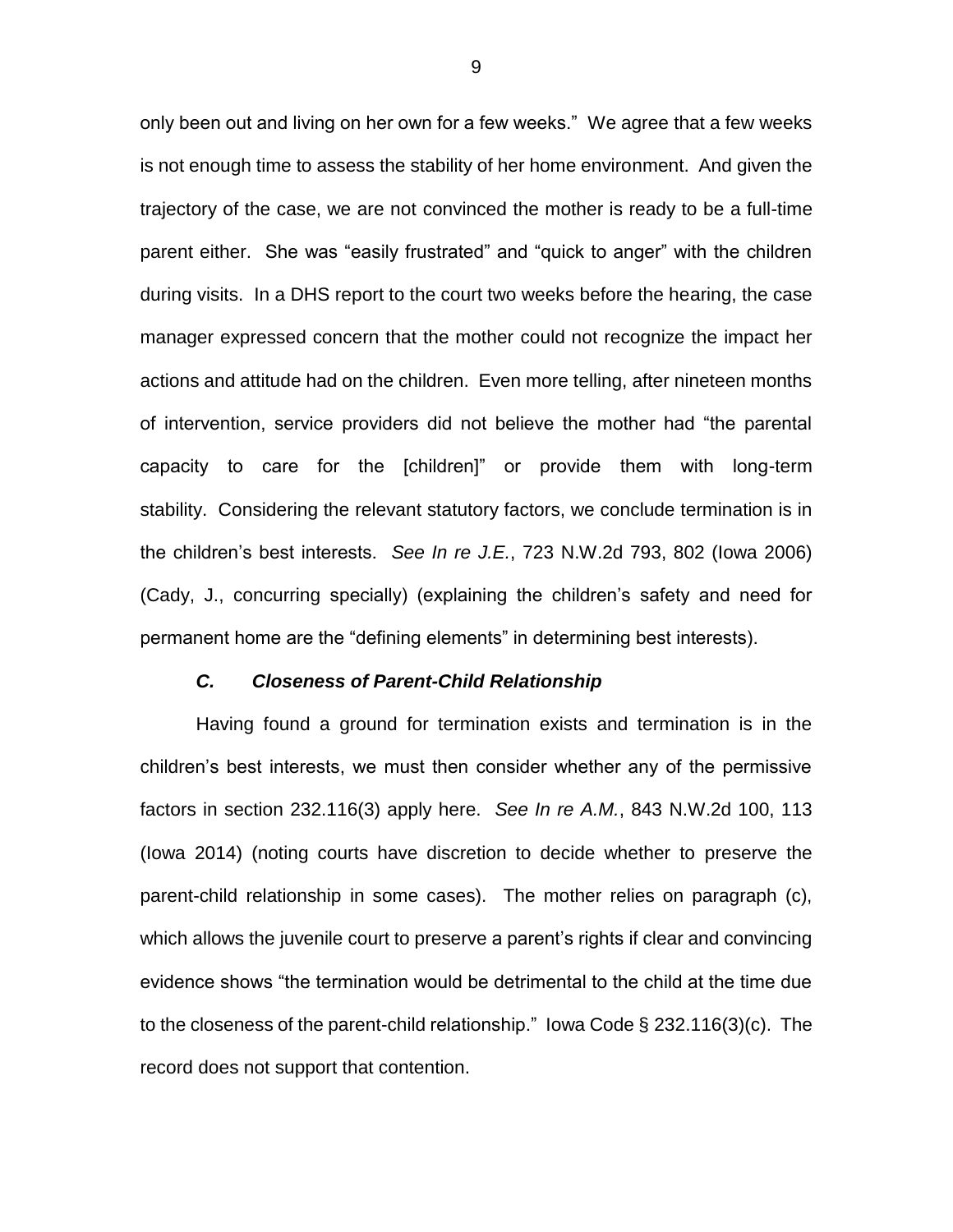only been out and living on her own for a few weeks." We agree that a few weeks is not enough time to assess the stability of her home environment. And given the trajectory of the case, we are not convinced the mother is ready to be a full-time parent either. She was "easily frustrated" and "quick to anger" with the children during visits. In a DHS report to the court two weeks before the hearing, the case manager expressed concern that the mother could not recognize the impact her actions and attitude had on the children. Even more telling, after nineteen months of intervention, service providers did not believe the mother had "the parental capacity to care for the [children]" or provide them with long-term stability. Considering the relevant statutory factors, we conclude termination is in the children's best interests. *See In re J.E.*, 723 N.W.2d 793, 802 (Iowa 2006) (Cady, J., concurring specially) (explaining the children's safety and need for permanent home are the "defining elements" in determining best interests).

### *C. Closeness of Parent-Child Relationship*

Having found a ground for termination exists and termination is in the children's best interests, we must then consider whether any of the permissive factors in section 232.116(3) apply here. *See In re A.M.*, 843 N.W.2d 100, 113 (Iowa 2014) (noting courts have discretion to decide whether to preserve the parent-child relationship in some cases). The mother relies on paragraph (c), which allows the juvenile court to preserve a parent's rights if clear and convincing evidence shows "the termination would be detrimental to the child at the time due to the closeness of the parent-child relationship." Iowa Code § 232.116(3)(c). The record does not support that contention.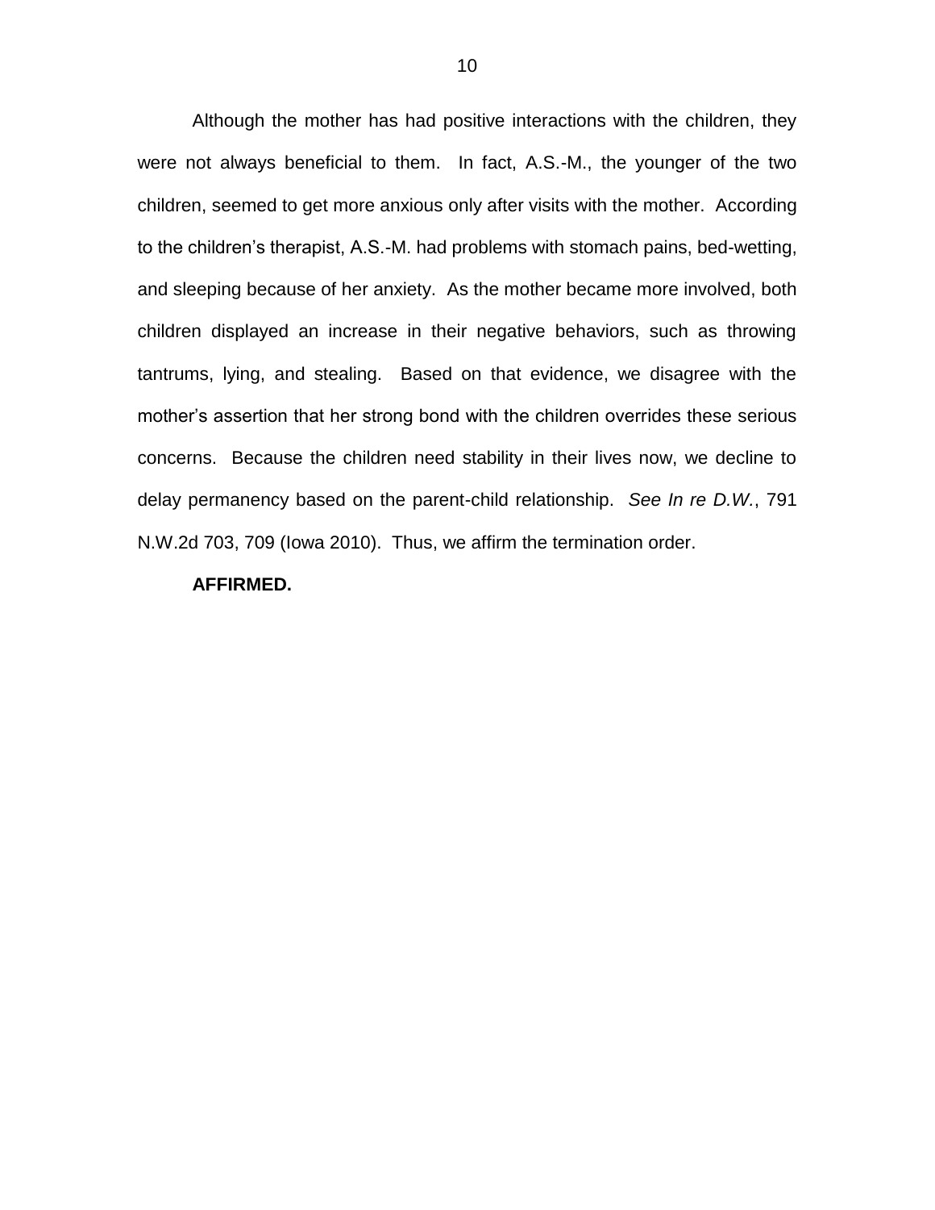Although the mother has had positive interactions with the children, they were not always beneficial to them. In fact, A.S.-M., the younger of the two children, seemed to get more anxious only after visits with the mother. According to the children's therapist, A.S.-M. had problems with stomach pains, bed-wetting, and sleeping because of her anxiety. As the mother became more involved, both children displayed an increase in their negative behaviors, such as throwing tantrums, lying, and stealing. Based on that evidence, we disagree with the mother's assertion that her strong bond with the children overrides these serious concerns. Because the children need stability in their lives now, we decline to delay permanency based on the parent-child relationship. *See In re D.W.*, 791 N.W.2d 703, 709 (Iowa 2010). Thus, we affirm the termination order.

**AFFIRMED.**